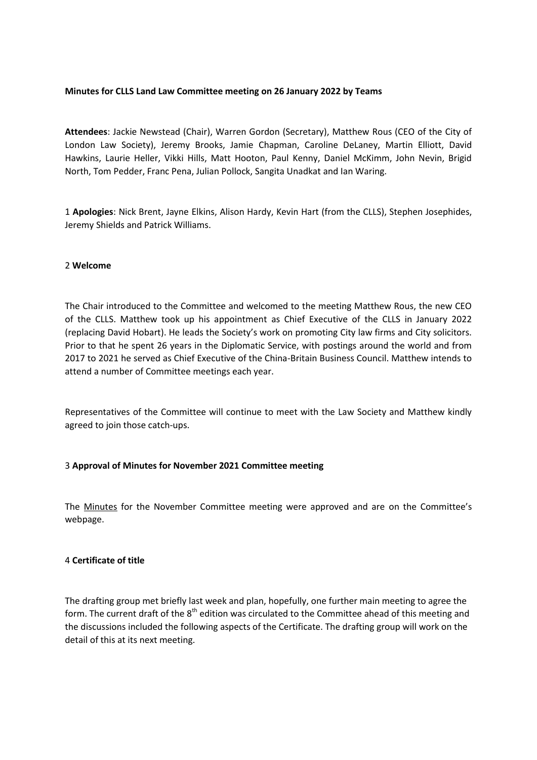**Minutes for CLLS Land Law Committee meeting on 26 January 2022 by Teams**

**Attendees**: Jackie Newstead (Chair), Warren Gordon (Secretary), Matthew Rous (CEO of the City of London Law Society), Jeremy Brooks, Jamie Chapman, Caroline DeLaney, Martin Elliott, David Hawkins, Laurie Heller, Vikki Hills, Matt Hooton, Paul Kenny, Daniel McKimm, John Nevin, Brigid North, Tom Pedder, Franc Pena, Julian Pollock, Sangita Unadkat and Ian Waring.

1 **Apologies**: Nick Brent, Jayne Elkins, Alison Hardy, Kevin Hart (from the CLLS), Stephen Josephides, Jeremy Shields and Patrick Williams.

2 **Welcome**

The Chair introduced to the Committee and welcomed to the meeting Matthew Rous, the new CEO of the CLLS. Matthew took up his appointment as Chief Executive of the CLLS in January 2022 (replacing David Hobart). He leads the Society's work on promoting City law firms and City solicitors. Prior to that he spent 26 years in the Diplomatic Service, with postings around the world and from 2017 to 2021 he served as Chief Executive of the China-Britain Business Council. Matthew intends to attend a number of Committee meetings each year.

Representatives of the Committee will continue to meet with the Law Society and Matthew kindly agreed to join those catch-ups.

3 **Approval of Minutes for November 2021 Committee meeting**

The Minutes for the November Committee meeting were approved and are on the Committee's webpage.

4 **Certificate of title**

The drafting group met briefly last week and plan, hopefully, one further main meeting to agree the form. The current draft of the 8th edition was circulated to the Committee ahead of this meeting and the discussions included the following aspects of the Certificate. The drafting group will work on the detail of this at its next meeting.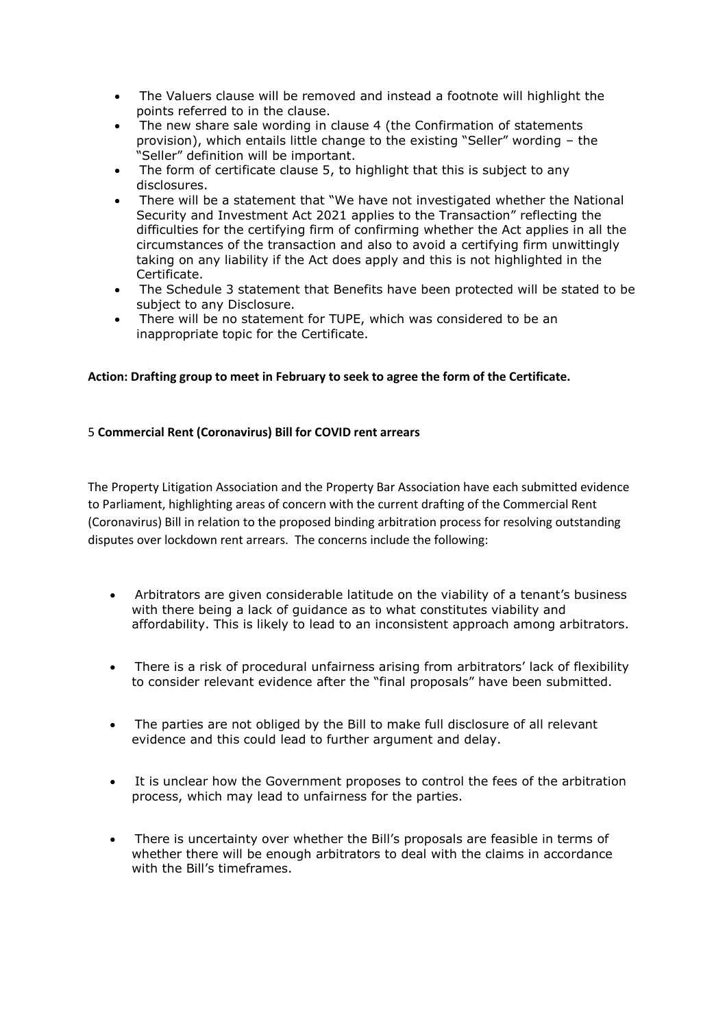- The Valuers clause will be removed and instead a footnote will highlight the points referred to in the clause.
- The new share sale wording in clause 4 (the Confirmation of statements provision), which entails little change to the existing "Seller" wording – the "Seller" definition will be important.
- The form of certificate clause 5, to highlight that this is subject to any disclosures.
- There will be a statement that "We have not investigated whether the National Security and Investment Act 2021 applies to the Transaction" reflecting the difficulties for the certifying firm of confirming whether the Act applies in all the circumstances of the transaction and also to avoid a certifying firm unwittingly taking on any liability if the Act does apply and this is not highlighted in the Certificate.
- The Schedule 3 statement that Benefits have been protected will be stated to be subject to any Disclosure.
- There will be no statement for TUPE, which was considered to be an inappropriate topic for the Certificate.

**Action: Drafting group to meet in February to seek to agree the form of the Certificate.**

5 **Commercial Rent (Coronavirus) Bill for COVID rent arrears**

The Property Litigation Association and the Property Bar Association have each submitted evidence to Parliament, highlighting areas of concern with the current drafting of the Commercial Rent (Coronavirus) Bill in relation to the proposed binding arbitration process for resolving outstanding disputes over lockdown rent arrears. The concerns include the following:

- Arbitrators are given considerable latitude on the viability of a tenant's business with there being a lack of guidance as to what constitutes viability and affordability. This is likely to lead to an inconsistent approach among arbitrators.

- There is a risk of procedural unfairness arising from arbitrators' lack of flexibility to consider relevant evidence after the "final proposals" have been submitted.

- The parties are not obliged by the Bill to make full disclosure of all relevant evidence and this could lead to further argument and delay.

- It is unclear how the Government proposes to control the fees of the arbitration process, which may lead to unfairness for the parties.

- There is uncertainty over whether the Bill's proposals are feasible in terms of whether there will be enough arbitrators to deal with the claims in accordance with the Bill's timeframes.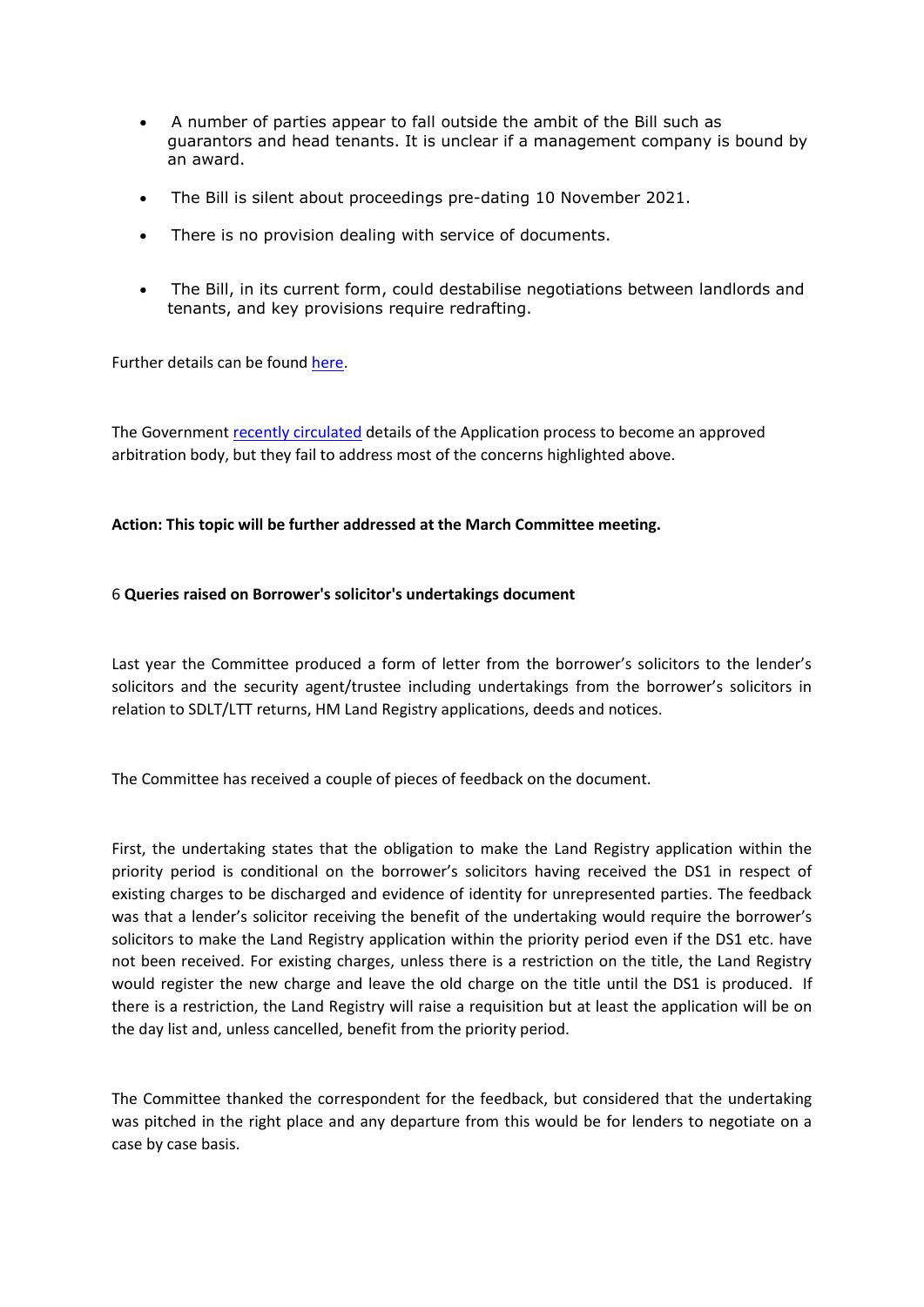- A number of parties appear to fall outside the ambit of the Bill such as guarantors and head tenants. It is unclear if a management company is bound by an award.
- The Bill is silent about proceedings pre-dating 10 November 2021.
- There is no provision dealing with service of documents.
- The Bill, in its current form, could destabilise negotiations between landlords and tenants, and key provisions require redrafting.

Further details can be found here.

The Government recently circulated details of the Application process to become an approved arbitration body, but they fail to address most of the concerns highlighted above.

**Action: This topic will be further addressed at the March Committee meeting.**

6 **Queries raised on Borrower's solicitor's undertakings document**

Last year the Committee produced a form of letter from the borrower's solicitors to the lender's solicitors and the security agent/trustee including undertakings from the borrower's solicitors in relation to SDLT/LTT returns, HM Land Registry applications, deeds and notices.

The Committee has received a couple of pieces of feedback on the document.

First, the undertaking states that the obligation to make the Land Registry application within the priority period is conditional on the borrower's solicitors having received the DS1 in respect of existing charges to be discharged and evidence of identity for unrepresented parties. The feedback was that a lender's solicitor receiving the benefit of the undertaking would require the borrower's solicitors to make the Land Registry application within the priority period even if the DS1 etc. have not been received. For existing charges, unless there is a restriction on the title, the Land Registry would register the new charge and leave the old charge on the title until the DS1 is produced. If there is a restriction, the Land Registry will raise a requisition but at least the application will be on the day list and, unless cancelled, benefit from the priority period.

The Committee thanked the correspondent for the feedback, but considered that the undertaking was pitched in the right place and any departure from this would be for lenders to negotiate on a case by case basis.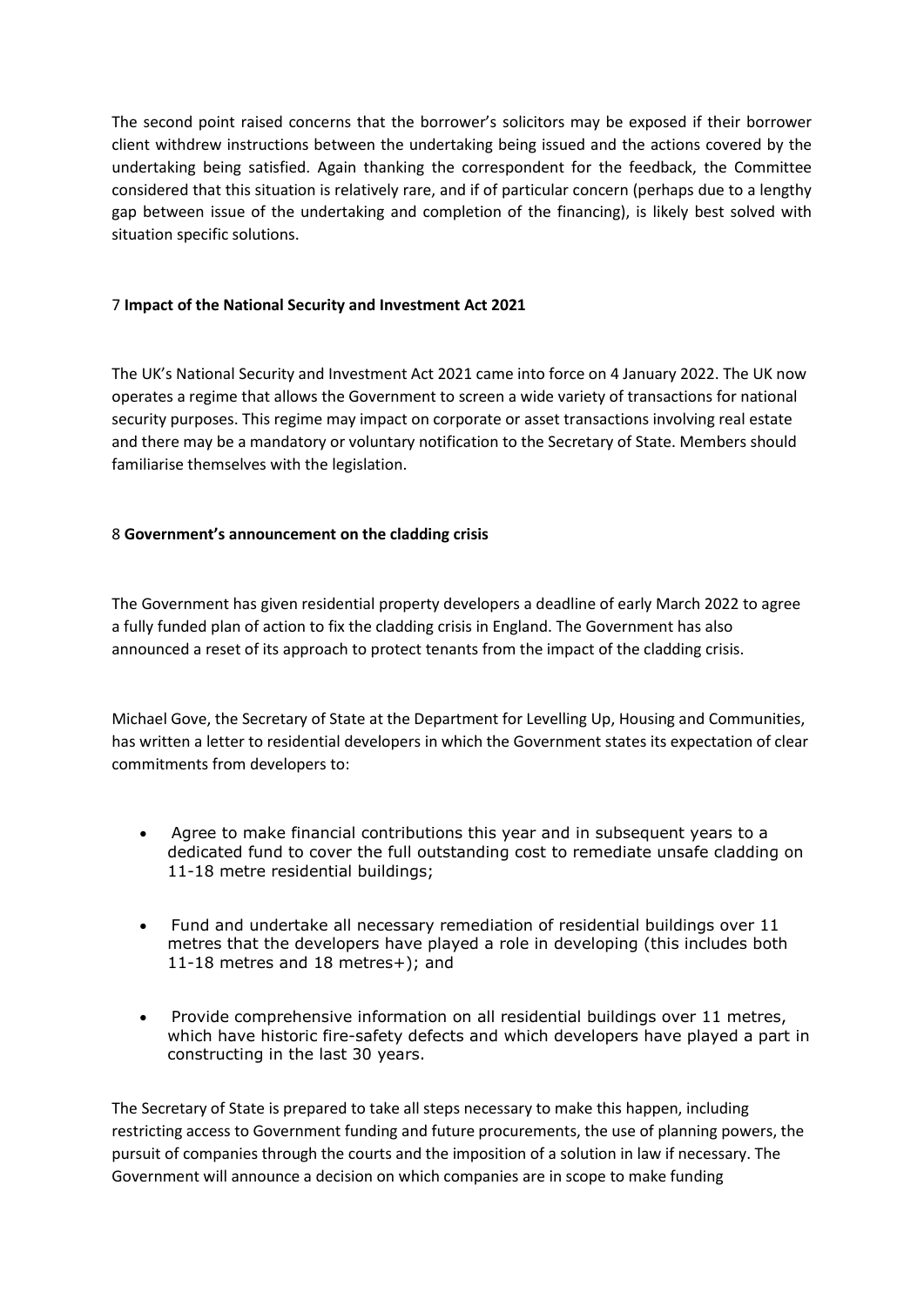The second point raised concerns that the borrower's solicitors may be exposed if their borrower client withdrew instructions between the undertaking being issued and the actions covered by the undertaking being satisfied. Again thanking the correspondent for the feedback, the Committee considered that this situation is relatively rare, and if of particular concern (perhaps due to a lengthy gap between issue of the undertaking and completion of the financing), is likely best solved with situation specific solutions.

## 7 **Impact of the National Security and Investment Act 2021**

The UK's National Security and Investment Act 2021 came into force on 4 January 2022. The UK now operates a regime that allows the Government to screen a wide variety of transactions for national security purposes. This regime may impact on corporate or asset transactions involving real estate and there may be a mandatory or voluntary notification to the Secretary of State. Members should familiarise themselves with the legislation.

## 8 **Government's announcement on the cladding crisis**

The Government has given residential property developers a deadline of early March 2022 to agree a fully funded plan of action to fix the cladding crisis in England. The Government has also announced a reset of its approach to protect tenants from the impact of the cladding crisis.

Michael Gove, the Secretary of State at the Department for Levelling Up, Housing and Communities, has written a letter to residential developers in which the Government states its expectation of clear commitments from developers to:

- Agree to make financial contributions this year and in subsequent years to a dedicated fund to cover the full outstanding cost to remediate unsafe cladding on 11-18 metre residential buildings;
- Fund and undertake all necessary remediation of residential buildings over 11 metres that the developers have played a role in developing (this includes both 11-18 metres and 18 metres+); and
- Provide comprehensive information on all residential buildings over 11 metres, which have historic fire-safety defects and which developers have played a part in constructing in the last 30 years.

The Secretary of State is prepared to take all steps necessary to make this happen, including restricting access to Government funding and future procurements, the use of planning powers, the pursuit of companies through the courts and the imposition of a solution in law if necessary. The Government will announce a decision on which companies are in scope to make funding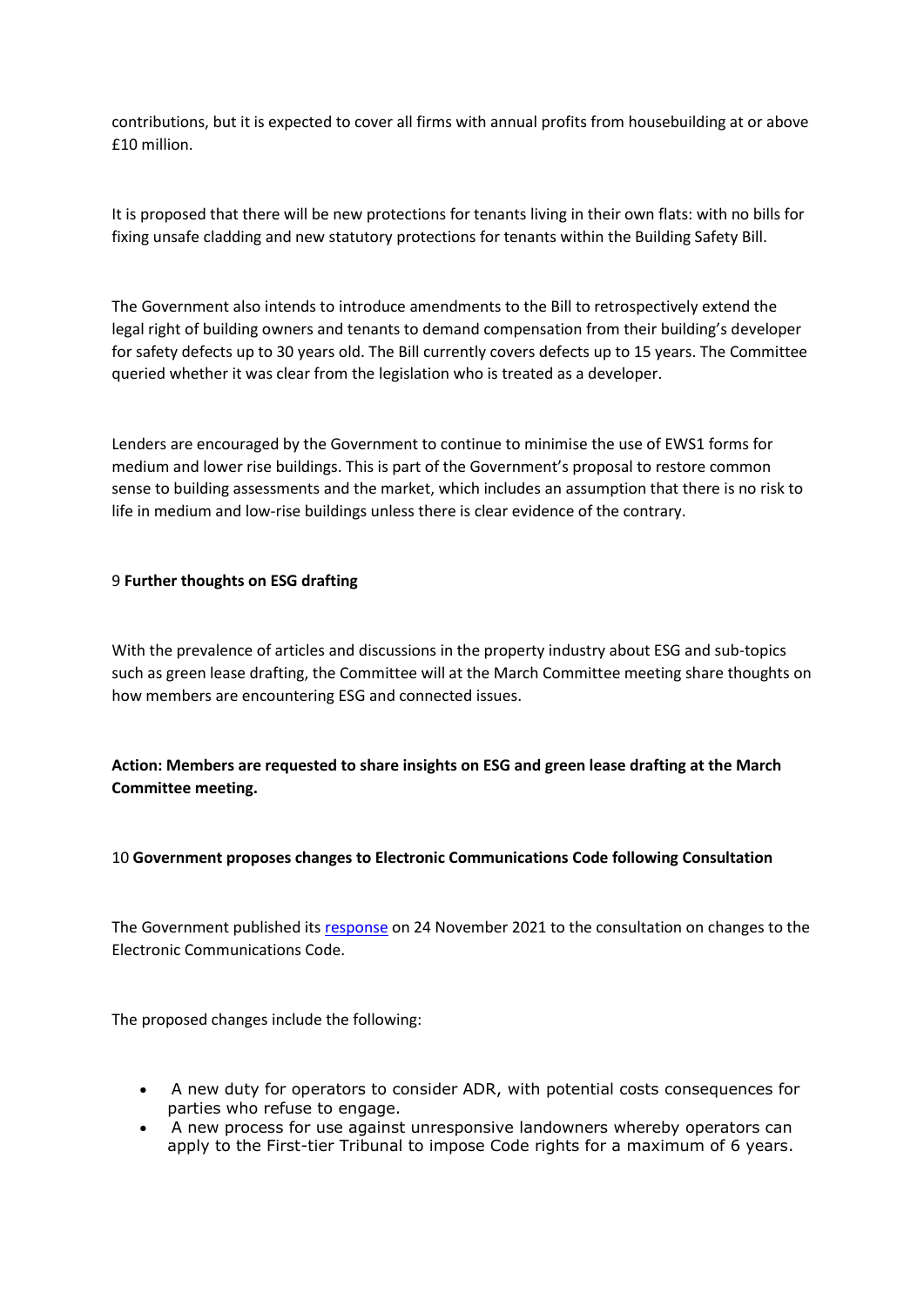contributions, but it is expected to cover all firms with annual profits from housebuilding at or above £10 million.

It is proposed that there will be new protections for tenants living in their own flats: with no bills for fixing unsafe cladding and new statutory protections for tenants within the Building Safety Bill.

The Government also intends to introduce amendments to the Bill to retrospectively extend the legal right of building owners and tenants to demand compensation from their building's developer for safety defects up to 30 years old. The Bill currently covers defects up to 15 years. The Committee queried whether it was clear from the legislation who is treated as a developer.

Lenders are encouraged by the Government to continue to minimise the use of EWS1 forms for medium and lower rise buildings. This is part of the Government's proposal to restore common sense to building assessments and the market, which includes an assumption that there is no risk to life in medium and low-rise buildings unless there is clear evidence of the contrary.

### 9 **Further thoughts on ESG drafting**

With the prevalence of articles and discussions in the property industry about ESG and sub-topics such as green lease drafting, the Committee will at the March Committee meeting share thoughts on how members are encountering ESG and connected issues.

**Action: Members are requested to share insights on ESG and green lease drafting at the March Committee meeting.**

### 10 **Government proposes changes to Electronic Communications Code following Consultation**

The Government published its response on 24 November 2021 to the consultation on changes to the Electronic Communications Code.

The proposed changes include the following:

- A new duty for operators to consider ADR, with potential costs consequences for parties who refuse to engage.
- A new process for use against unresponsive landowners whereby operators can apply to the First-tier Tribunal to impose Code rights for a maximum of 6 years.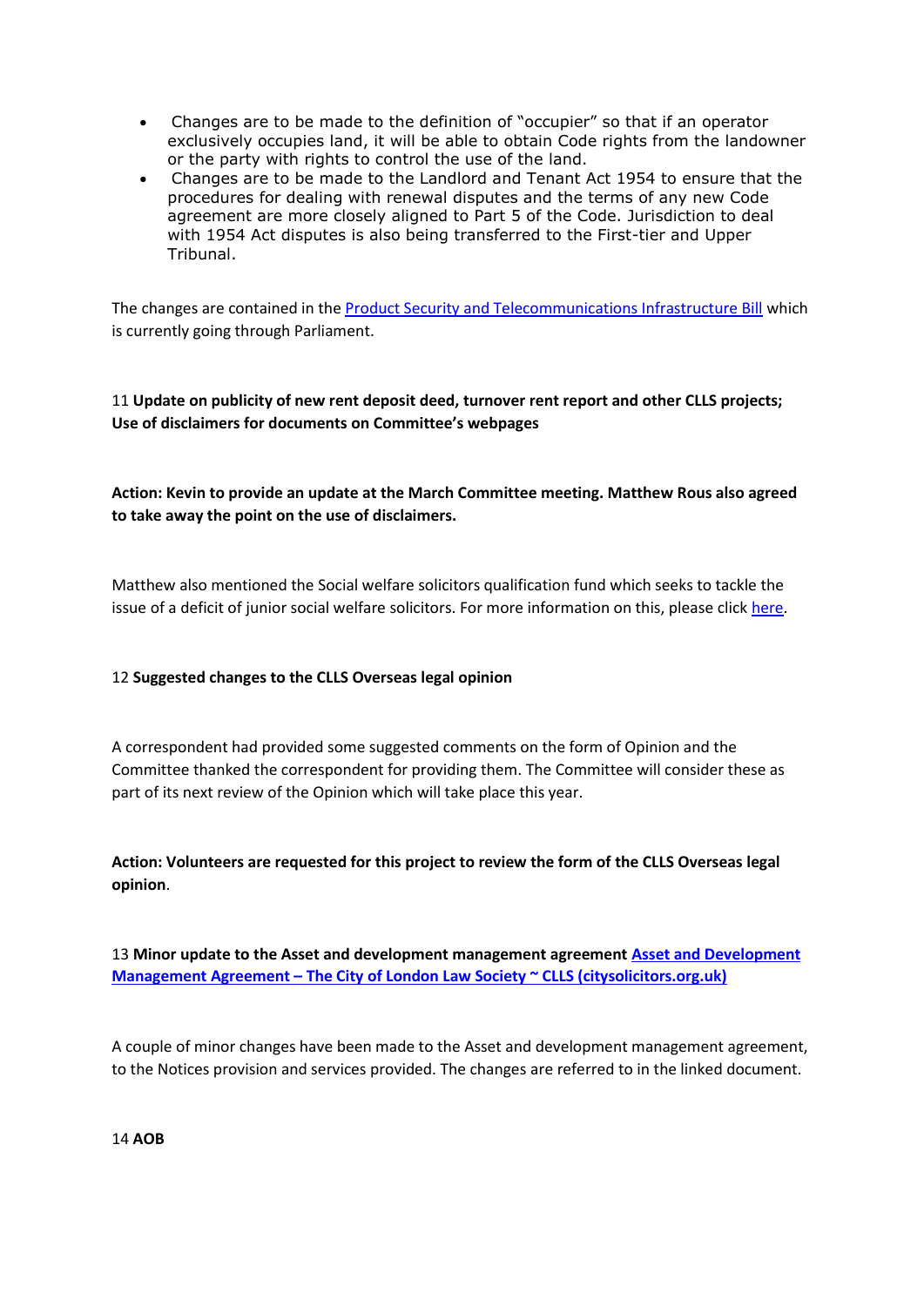- Changes are to be made to the definition of "occupier" so that if an operator exclusively occupies land, it will be able to obtain Code rights from the landowner or the party with rights to control the use of the land.
- Changes are to be made to the Landlord and Tenant Act 1954 to ensure that the procedures for dealing with renewal disputes and the terms of any new Code agreement are more closely aligned to Part 5 of the Code. Jurisdiction to deal with 1954 Act disputes is also being transferred to the First-tier and Upper Tribunal.

The changes are contained in the Product Security and Telecommunications Infrastructure Bill which is currently going through Parliament.

11 **Update on publicity of new rent deposit deed, turnover rent report and other CLLS projects; Use of disclaimers for documents on Committee's webpages**

**Action: Kevin to provide an update at the March Committee meeting. Matthew Rous also agreed to take away the point on the use of disclaimers.**

Matthew also mentioned the Social welfare solicitors qualification fund which seeks to tackle the issue of a deficit of junior social welfare solicitors. For more information on this, please click here.

12 **Suggested changes to the CLLS Overseas legal opinion**

A correspondent had provided some suggested comments on the form of Opinion and the Committee thanked the correspondent for providing them. The Committee will consider these as part of its next review of the Opinion which will take place this year.

**Action: Volunteers are requested for this project to review the form of the CLLS Overseas legal opinion**.

13 **Minor update to the Asset and development management agreement Asset and Development Management Agreement – The City of London Law Society ~ CLLS (citysolicitors.org.uk)**

A couple of minor changes have been made to the Asset and development management agreement, to the Notices provision and services provided. The changes are referred to in the linked document.

14 **AOB**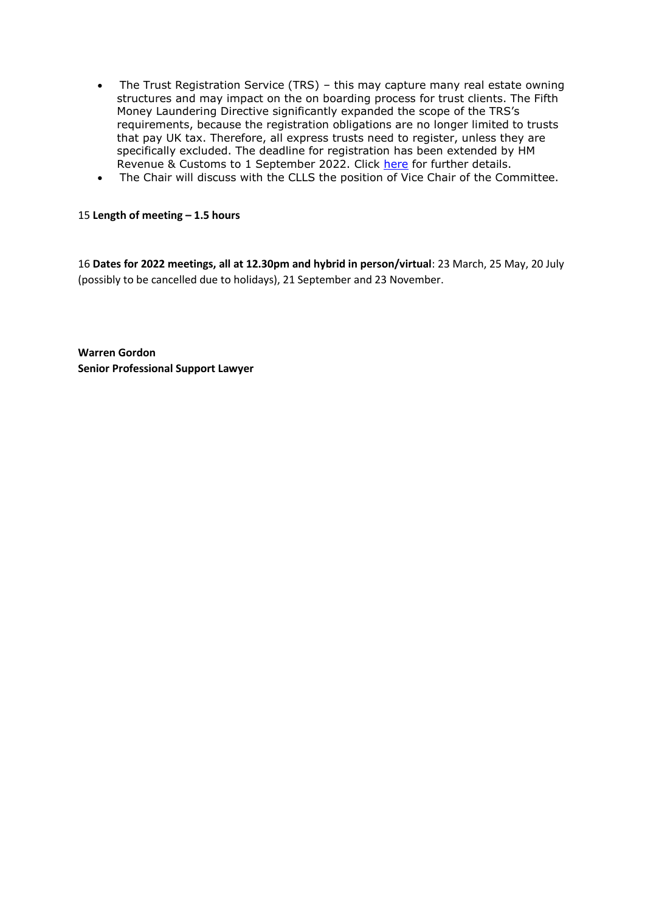- The Trust Registration Service (TRS) – this may capture many real estate owning structures and may impact on the on boarding process for trust clients. The Fifth Money Laundering Directive significantly expanded the scope of the TRS's requirements, because the registration obligations are no longer limited to trusts that pay UK tax. Therefore, all express trusts need to register, unless they are specifically excluded. The deadline for registration has been extended by HM Revenue & Customs to 1 September 2022. Click here for further details.
- The Chair will discuss with the CLLS the position of Vice Chair of the Committee.

15 **Length of meeting – 1.5 hours**

16 **Dates for 2022 meetings, all at 12.30pm and hybrid in person/virtual**: 23 March, 25 May, 20 July (possibly to be cancelled due to holidays), 21 September and 23 November.

**Warren Gordon**
**Senior Professional Support Lawyer**